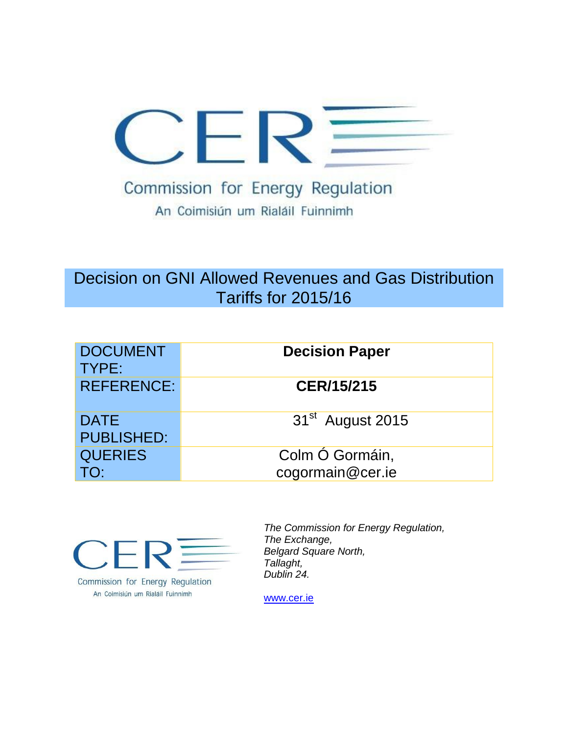Commission for Energy Regulation

An Coimisiún um Rialáil Fuinnimh

# Decision on GNI Allowed Revenues and Gas Distribution Tariffs for 2015/16

| | |
|---|---|
| DOCUMENT TYPE: | **Decision Paper** |
| REFERENCE: | **CER/15/215** |
| DATE PUBLISHED: | 31st August 2015 |
| QUERIES TO: | Colm Ó Gormáin, cogormain@cer.ie |

Commission for Energy Regulation

An Coimisiún um Rialáil Fuinnimh

*The Commission for Energy Regulation,*
*The Exchange,*
*Belgard Square North,*
*Tallaght,*
*Dublin 24.*

www.cer.ie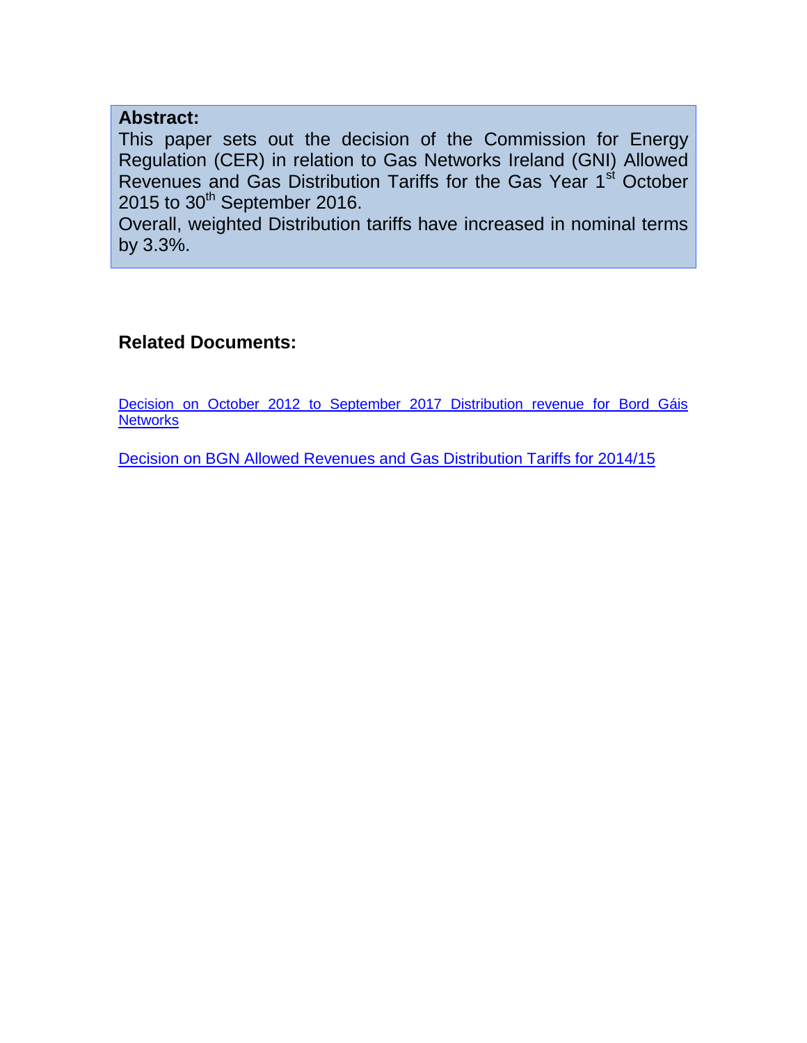**Abstract:**

This paper sets out the decision of the Commission for Energy Regulation (CER) in relation to Gas Networks Ireland (GNI) Allowed Revenues and Gas Distribution Tariffs for the Gas Year 1st October 2015 to 30th September 2016.

Overall, weighted Distribution tariffs have increased in nominal terms by 3.3%.

### Related Documents:

Decision on October 2012 to September 2017 Distribution revenue for Bord Gáis Networks

Decision on BGN Allowed Revenues and Gas Distribution Tariffs for 2014/15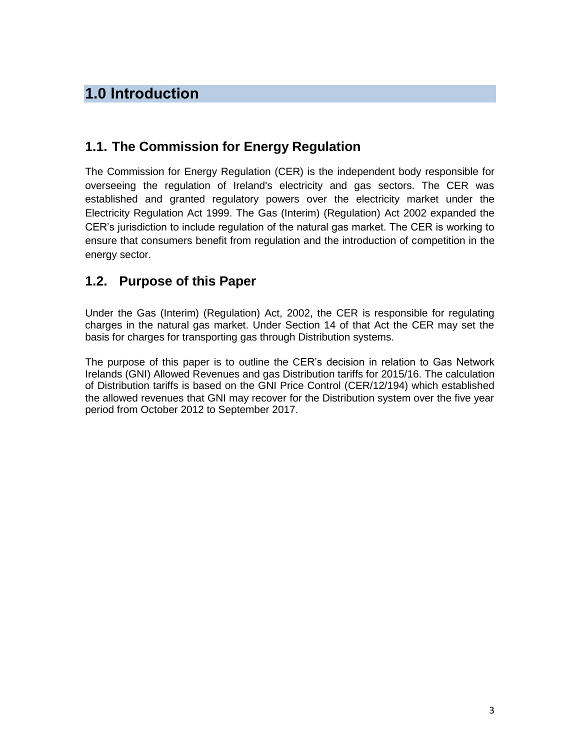# 1.0 Introduction

## 1.1. The Commission for Energy Regulation

The Commission for Energy Regulation (CER) is the independent body responsible for overseeing the regulation of Ireland's electricity and gas sectors. The CER was established and granted regulatory powers over the electricity market under the Electricity Regulation Act 1999. The Gas (Interim) (Regulation) Act 2002 expanded the CER's jurisdiction to include regulation of the natural gas market. The CER is working to ensure that consumers benefit from regulation and the introduction of competition in the energy sector.

## 1.2. Purpose of this Paper

Under the Gas (Interim) (Regulation) Act, 2002, the CER is responsible for regulating charges in the natural gas market. Under Section 14 of that Act the CER may set the basis for charges for transporting gas through Distribution systems.

The purpose of this paper is to outline the CER's decision in relation to Gas Network Irelands (GNI) Allowed Revenues and gas Distribution tariffs for 2015/16. The calculation of Distribution tariffs is based on the GNI Price Control (CER/12/194) which established the allowed revenues that GNI may recover for the Distribution system over the five year period from October 2012 to September 2017.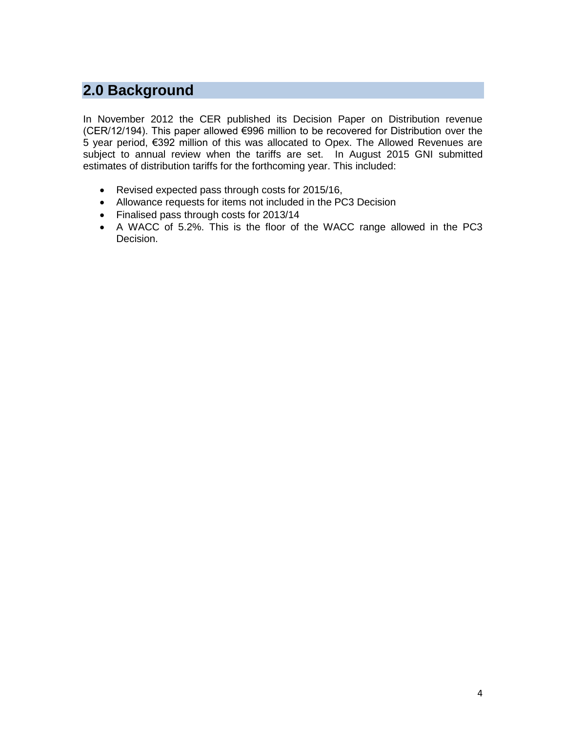## 2.0 Background

In November 2012 the CER published its Decision Paper on Distribution revenue (CER/12/194). This paper allowed €996 million to be recovered for Distribution over the 5 year period, €392 million of this was allocated to Opex. The Allowed Revenues are subject to annual review when the tariffs are set. In August 2015 GNI submitted estimates of distribution tariffs for the forthcoming year. This included:

- Revised expected pass through costs for 2015/16,
- Allowance requests for items not included in the PC3 Decision
- Finalised pass through costs for 2013/14
- A WACC of 5.2%. This is the floor of the WACC range allowed in the PC3 Decision.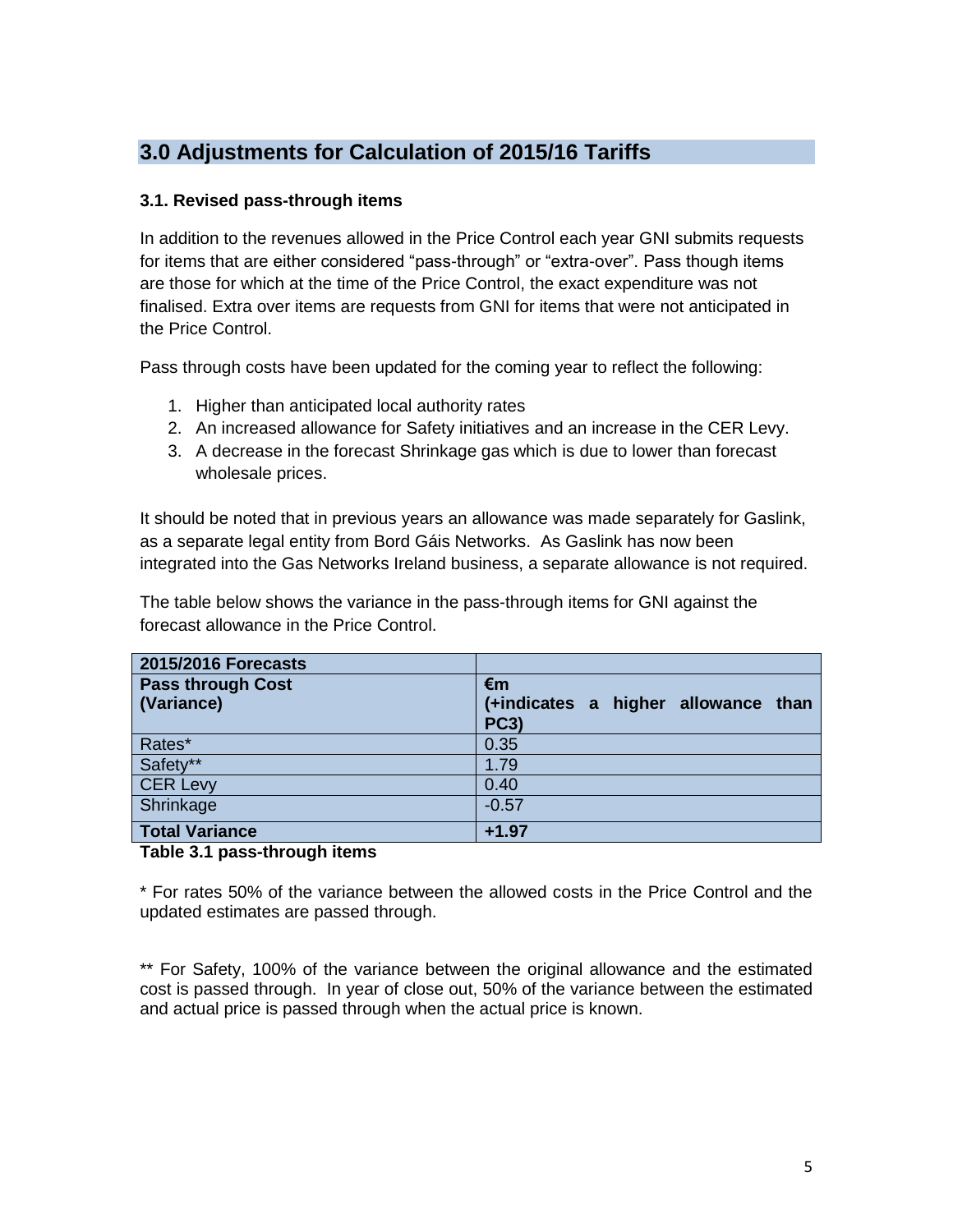## 3.0 Adjustments for Calculation of 2015/16 Tariffs

### 3.1. Revised pass-through items

In addition to the revenues allowed in the Price Control each year GNI submits requests for items that are either considered "pass-through" or "extra-over". Pass though items are those for which at the time of the Price Control, the exact expenditure was not finalised. Extra over items are requests from GNI for items that were not anticipated in the Price Control.

Pass through costs have been updated for the coming year to reflect the following:

1. Higher than anticipated local authority rates
2. An increased allowance for Safety initiatives and an increase in the CER Levy.
3. A decrease in the forecast Shrinkage gas which is due to lower than forecast wholesale prices.

It should be noted that in previous years an allowance was made separately for Gaslink, as a separate legal entity from Bord Gáis Networks. As Gaslink has now been integrated into the Gas Networks Ireland business, a separate allowance is not required.

The table below shows the variance in the pass-through items for GNI against the forecast allowance in the Price Control.

| **2015/2016 Forecasts** | |
|---|---|
| **Pass through Cost (Variance)** | **€m (+indicates a higher allowance than PC3)** |
| Rates* | 0.35 |
| Safety** | 1.79 |
| CER Levy | 0.40 |
| Shrinkage | -0.57 |
| **Total Variance** | **+1.97** |

**Table 3.1 pass-through items**

* For rates 50% of the variance between the allowed costs in the Price Control and the updated estimates are passed through.

** For Safety, 100% of the variance between the original allowance and the estimated cost is passed through. In year of close out, 50% of the variance between the estimated and actual price is passed through when the actual price is known.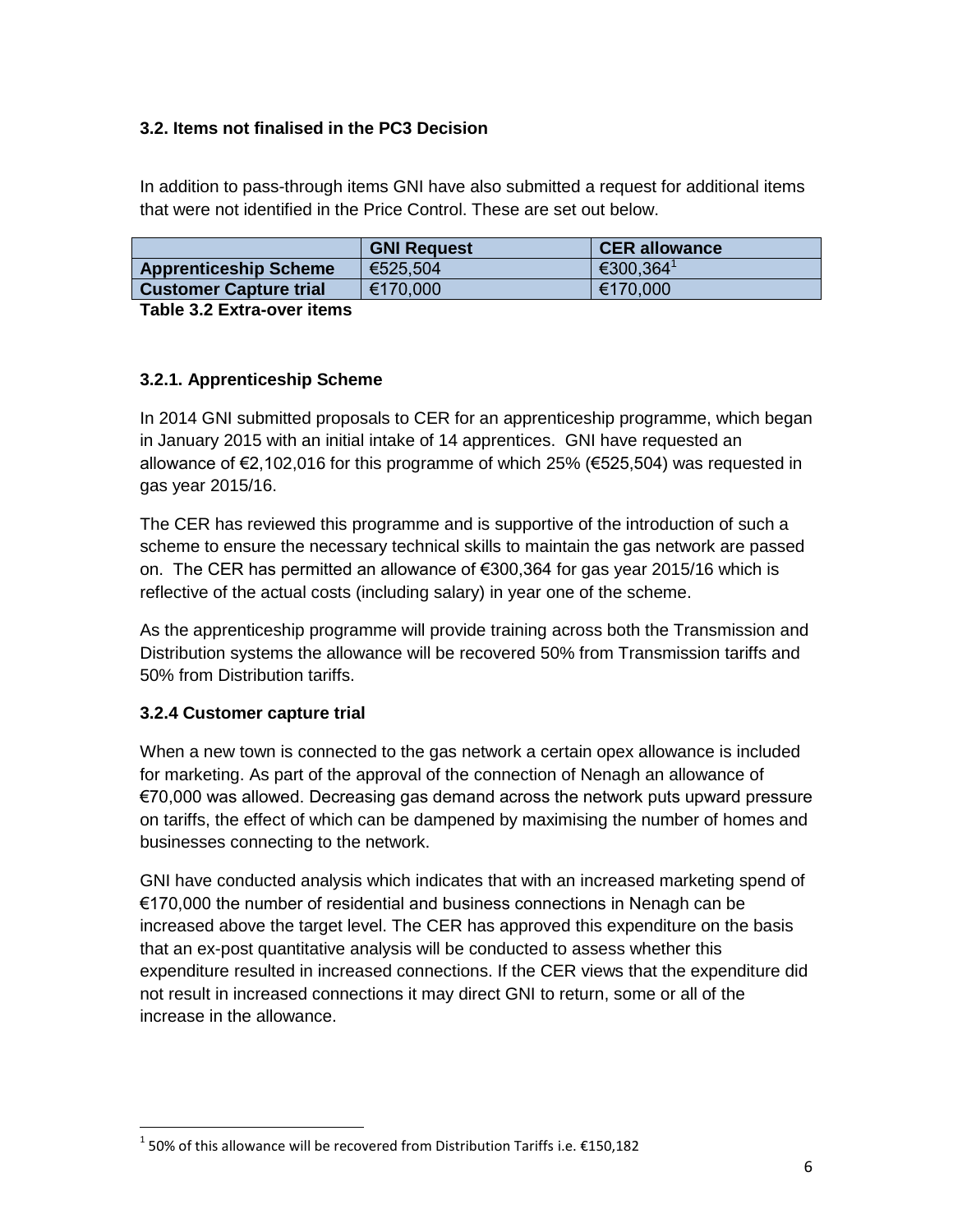### 3.2. Items not finalised in the PC3 Decision

In addition to pass-through items GNI have also submitted a request for additional items that were not identified in the Price Control. These are set out below.

| | GNI Request | CER allowance |
|---|---|---|
| **Apprenticeship Scheme** | €525,504 | €300,364[1] |
| **Customer Capture trial** | €170,000 | €170,000 |

**Table 3.2 Extra-over items**

#### 3.2.1. Apprenticeship Scheme

In 2014 GNI submitted proposals to CER for an apprenticeship programme, which began in January 2015 with an initial intake of 14 apprentices. GNI have requested an allowance of €2,102,016 for this programme of which 25% (€525,504) was requested in gas year 2015/16.

The CER has reviewed this programme and is supportive of the introduction of such a scheme to ensure the necessary technical skills to maintain the gas network are passed on. The CER has permitted an allowance of €300,364 for gas year 2015/16 which is reflective of the actual costs (including salary) in year one of the scheme.

As the apprenticeship programme will provide training across both the Transmission and Distribution systems the allowance will be recovered 50% from Transmission tariffs and 50% from Distribution tariffs.

#### 3.2.4 Customer capture trial

When a new town is connected to the gas network a certain opex allowance is included for marketing. As part of the approval of the connection of Nenagh an allowance of €70,000 was allowed. Decreasing gas demand across the network puts upward pressure on tariffs, the effect of which can be dampened by maximising the number of homes and businesses connecting to the network.

GNI have conducted analysis which indicates that with an increased marketing spend of €170,000 the number of residential and business connections in Nenagh can be increased above the target level. The CER has approved this expenditure on the basis that an ex-post quantitative analysis will be conducted to assess whether this expenditure resulted in increased connections. If the CER views that the expenditure did not result in increased connections it may direct GNI to return, some or all of the increase in the allowance.

[1] 50% of this allowance will be recovered from Distribution Tariffs i.e. €150,182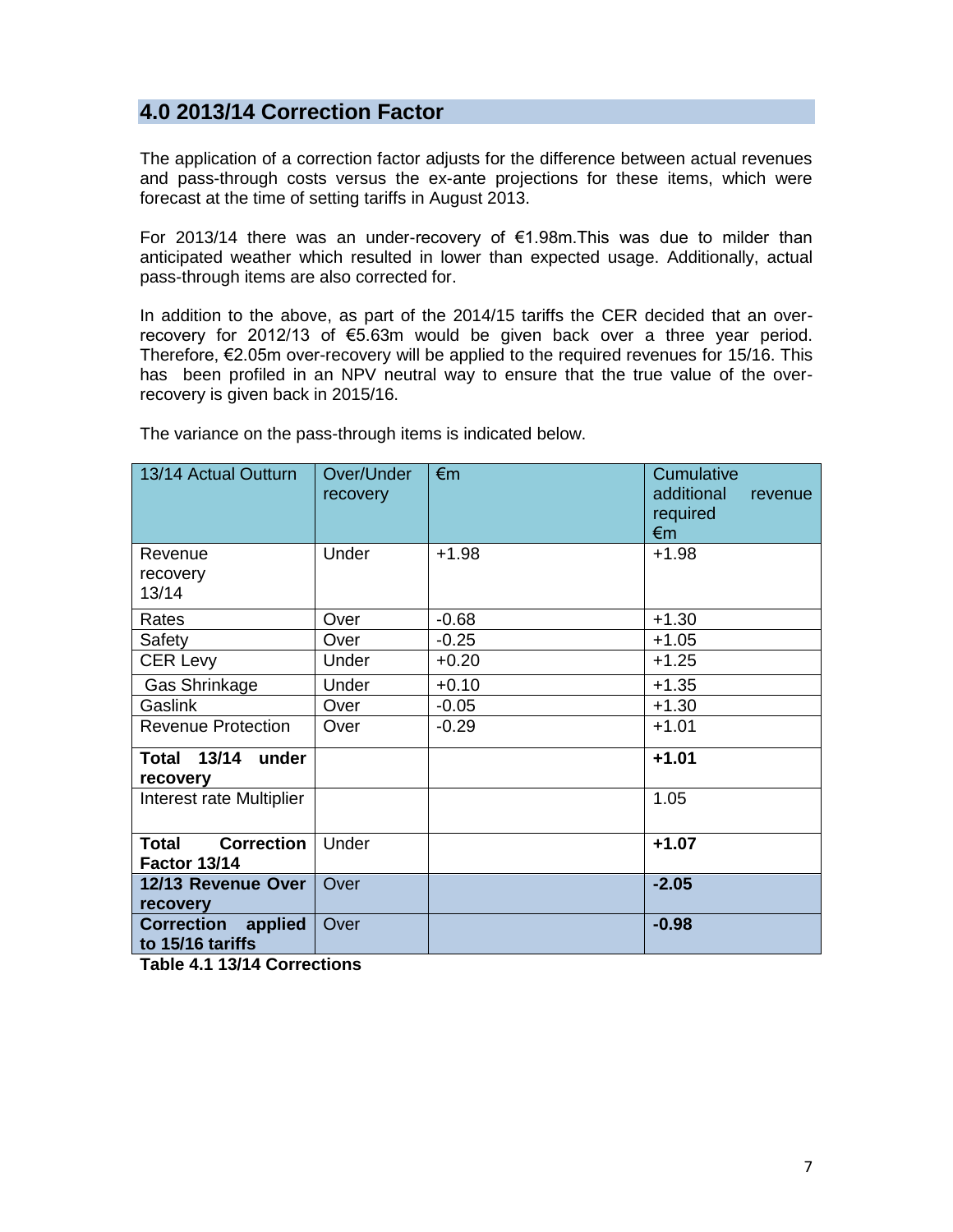## 4.0 2013/14 Correction Factor

The application of a correction factor adjusts for the difference between actual revenues and pass-through costs versus the ex-ante projections for these items, which were forecast at the time of setting tariffs in August 2013.

For 2013/14 there was an under-recovery of €1.98m.This was due to milder than anticipated weather which resulted in lower than expected usage. Additionally, actual pass-through items are also corrected for.

In addition to the above, as part of the 2014/15 tariffs the CER decided that an over-recovery for 2012/13 of €5.63m would be given back over a three year period. Therefore, €2.05m over-recovery will be applied to the required revenues for 15/16. This has been profiled in an NPV neutral way to ensure that the true value of the over-recovery is given back in 2015/16.

The variance on the pass-through items is indicated below.

| 13/14 Actual Outturn | Over/Under recovery | €m | Cumulative additional revenue required €m |
|---|---|---|---|
| Revenue recovery 13/14 | Under | +1.98 | +1.98 |
| Rates | Over | -0.68 | +1.30 |
| Safety | Over | -0.25 | +1.05 |
| CER Levy | Under | +0.20 | +1.25 |
| Gas Shrinkage | Under | +0.10 | +1.35 |
| Gaslink | Over | -0.05 | +1.30 |
| Revenue Protection | Over | -0.29 | +1.01 |
| **Total 13/14 under recovery** | | | **+1.01** |
| Interest rate Multiplier | | | 1.05 |
| **Total Correction Factor 13/14** | Under | | **+1.07** |
| **12/13 Revenue Over recovery** | Over | | **-2.05** |
| **Correction applied to 15/16 tariffs** | Over | | **-0.98** |

**Table 4.1 13/14 Corrections**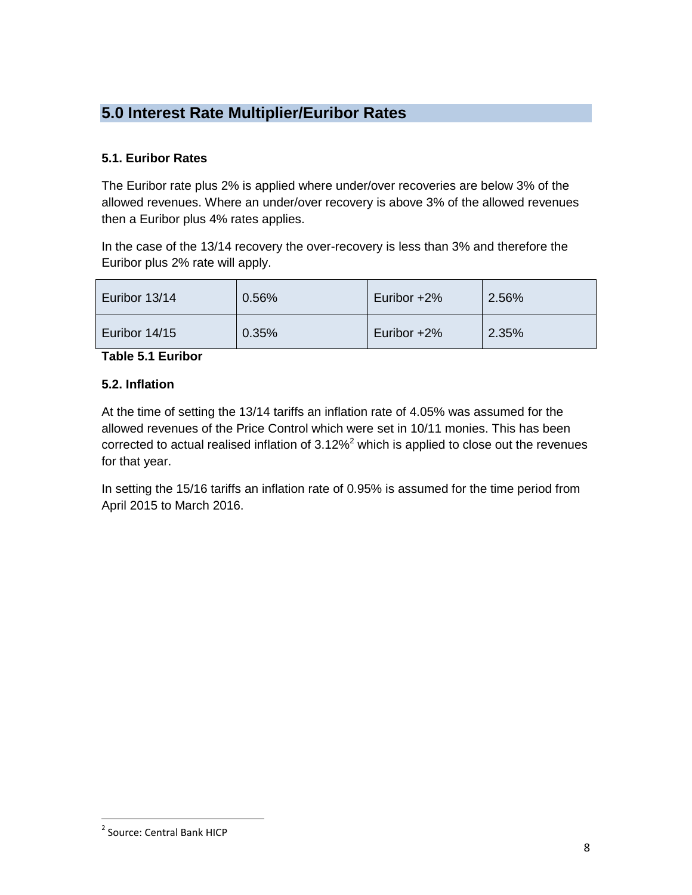## 5.0 Interest Rate Multiplier/Euribor Rates

### 5.1. Euribor Rates

The Euribor rate plus 2% is applied where under/over recoveries are below 3% of the allowed revenues. Where an under/over recovery is above 3% of the allowed revenues then a Euribor plus 4% rates applies.

In the case of the 13/14 recovery the over-recovery is less than 3% and therefore the Euribor plus 2% rate will apply.

| | | | |
|---|---|---|---|
| Euribor 13/14 | 0.56% | Euribor +2% | 2.56% |
| Euribor 14/15 | 0.35% | Euribor +2% | 2.35% |

**Table 5.1 Euribor**

### 5.2. Inflation

At the time of setting the 13/14 tariffs an inflation rate of 4.05% was assumed for the allowed revenues of the Price Control which were set in 10/11 monies. This has been corrected to actual realised inflation of 3.12%[2] which is applied to close out the revenues for that year.

In setting the 15/16 tariffs an inflation rate of 0.95% is assumed for the time period from April 2015 to March 2016.

[2] Source: Central Bank HICP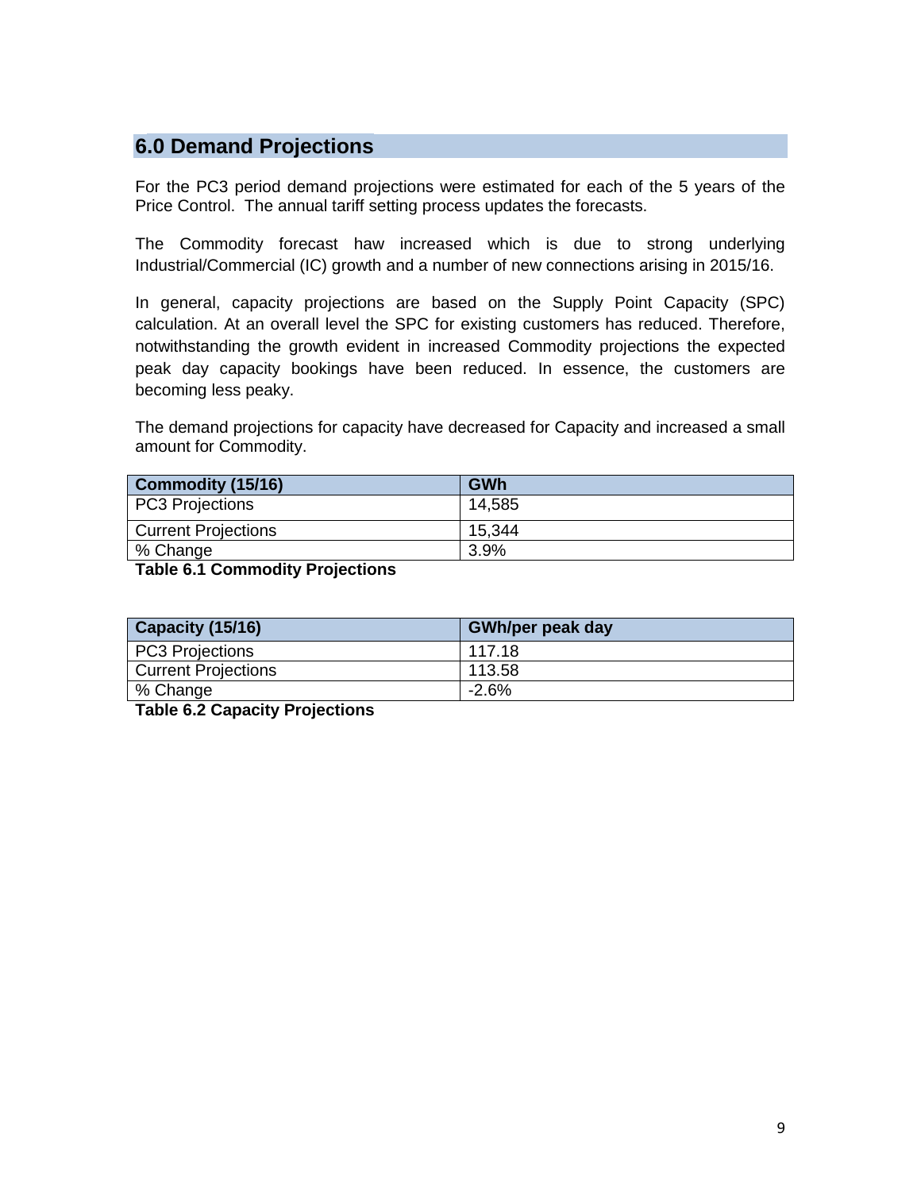## 6.0 Demand Projections

For the PC3 period demand projections were estimated for each of the 5 years of the Price Control. The annual tariff setting process updates the forecasts.

The Commodity forecast haw increased which is due to strong underlying Industrial/Commercial (IC) growth and a number of new connections arising in 2015/16.

In general, capacity projections are based on the Supply Point Capacity (SPC) calculation. At an overall level the SPC for existing customers has reduced. Therefore, notwithstanding the growth evident in increased Commodity projections the expected peak day capacity bookings have been reduced. In essence, the customers are becoming less peaky.

The demand projections for capacity have decreased for Capacity and increased a small amount for Commodity.

| Commodity (15/16) | GWh |
|---|---|
| PC3 Projections | 14,585 |
| Current Projections | 15,344 |
| % Change | 3.9% |

**Table 6.1 Commodity Projections**

| Capacity (15/16) | GWh/per peak day |
|---|---|
| PC3 Projections | 117.18 |
| Current Projections | 113.58 |
| % Change | -2.6% |

**Table 6.2 Capacity Projections**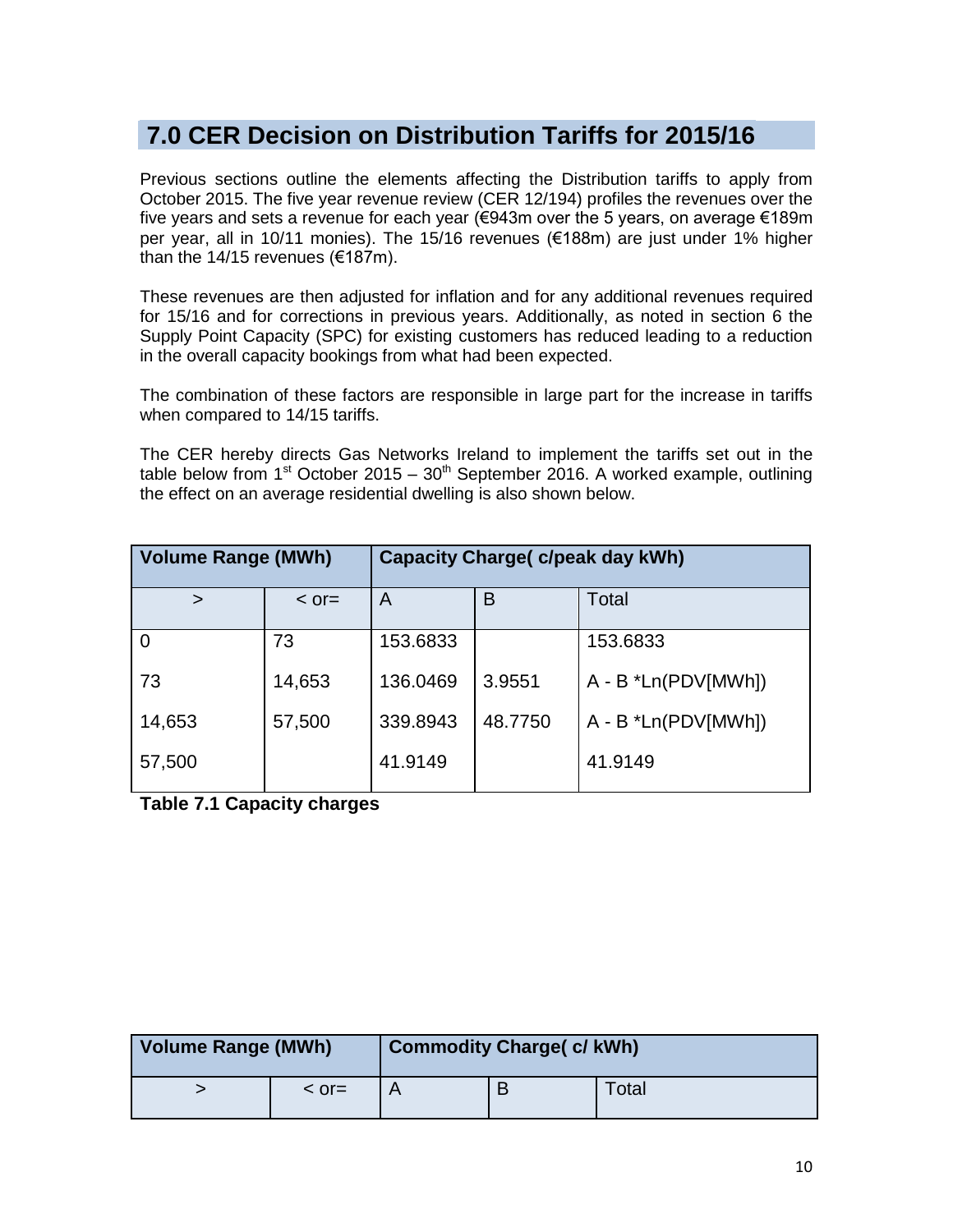# 7.0 CER Decision on Distribution Tariffs for 2015/16

Previous sections outline the elements affecting the Distribution tariffs to apply from October 2015. The five year revenue review (CER 12/194) profiles the revenues over the five years and sets a revenue for each year (€943m over the 5 years, on average €189m per year, all in 10/11 monies). The 15/16 revenues (€188m) are just under 1% higher than the 14/15 revenues (€187m).

These revenues are then adjusted for inflation and for any additional revenues required for 15/16 and for corrections in previous years. Additionally, as noted in section 6 the Supply Point Capacity (SPC) for existing customers has reduced leading to a reduction in the overall capacity bookings from what had been expected.

The combination of these factors are responsible in large part for the increase in tariffs when compared to 14/15 tariffs.

The CER hereby directs Gas Networks Ireland to implement the tariffs set out in the table below from 1st October 2015 – 30th September 2016. A worked example, outlining the effect on an average residential dwelling is also shown below.

| **Volume Range (MWh)** | | **Capacity Charge( c/peak day kWh)** | | |
|---|---|---|---|---|
| > | < or= | A | B | Total |
| 0 | 73 | 153.6833 | | 153.6833 |
| 73 | 14,653 | 136.0469 | 3.9551 | A - B *Ln(PDV[MWh]) |
| 14,653 | 57,500 | 339.8943 | 48.7750 | A - B *Ln(PDV[MWh]) |
| 57,500 | | 41.9149 | | 41.9149 |

**Table 7.1 Capacity charges**

| **Volume Range (MWh)** | | **Commodity Charge( c/ kWh)** | | |
|---|---|---|---|---|
| > | < or= | A | B | Total |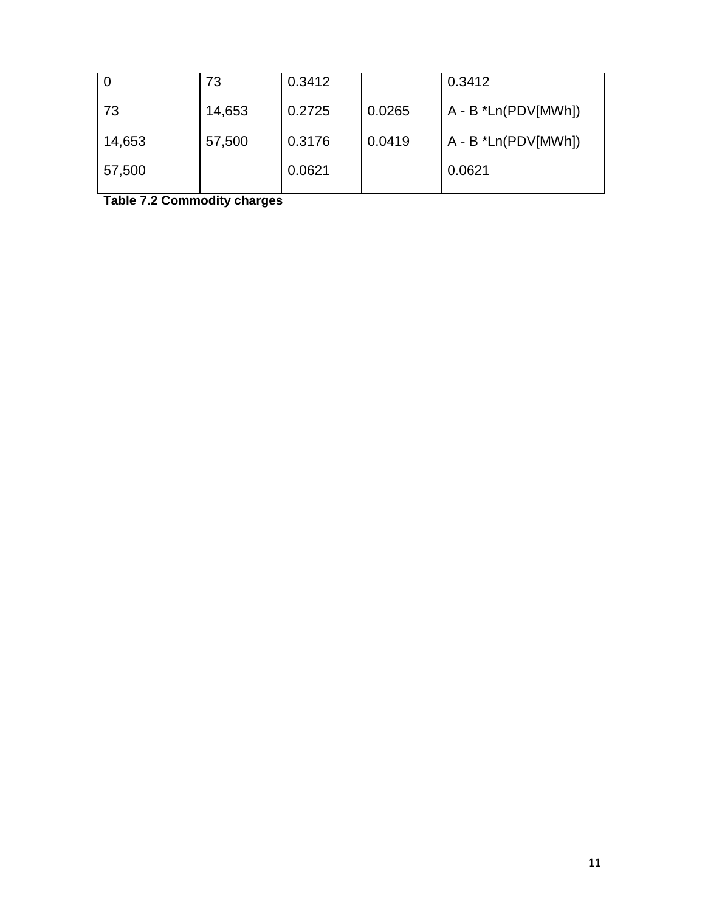| | | | | |
|---|---|---|---|---|
| 0 | 73 | 0.3412 | | 0.3412 |
| 73 | 14,653 | 0.2725 | 0.0265 | A - B *Ln(PDV[MWh]) |
| 14,653 | 57,500 | 0.3176 | 0.0419 | A - B *Ln(PDV[MWh]) |
| 57,500 | | 0.0621 | | 0.0621 |

**Table 7.2 Commodity charges**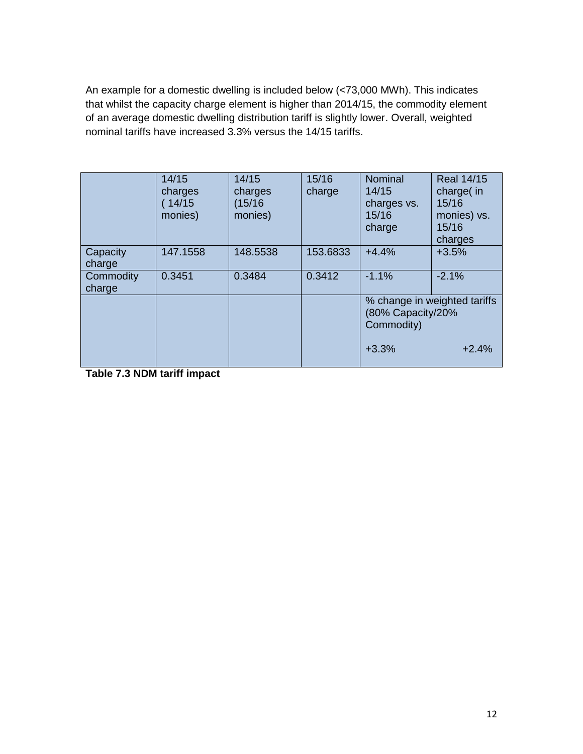An example for a domestic dwelling is included below (<73,000 MWh). This indicates that whilst the capacity charge element is higher than 2014/15, the commodity element of an average domestic dwelling distribution tariff is slightly lower. Overall, weighted nominal tariffs have increased 3.3% versus the 14/15 tariffs.

| | 14/15 charges ( 14/15 monies) | 14/15 charges (15/16 monies) | 15/16 charge | Nominal 14/15 charges vs. 15/16 charge | Real 14/15 charge( in 15/16 monies) vs. 15/16 charges |
|---|---|---|---|---|---|
| Capacity charge | 147.1558 | 148.5538 | 153.6833 | +4.4% | +3.5% |
| Commodity charge | 0.3451 | 0.3484 | 0.3412 | -1.1% | -2.1% |
| | | | | % change in weighted tariffs (80% Capacity/20% Commodity) +3.3% | +2.4% |

**Table 7.3 NDM tariff impact**